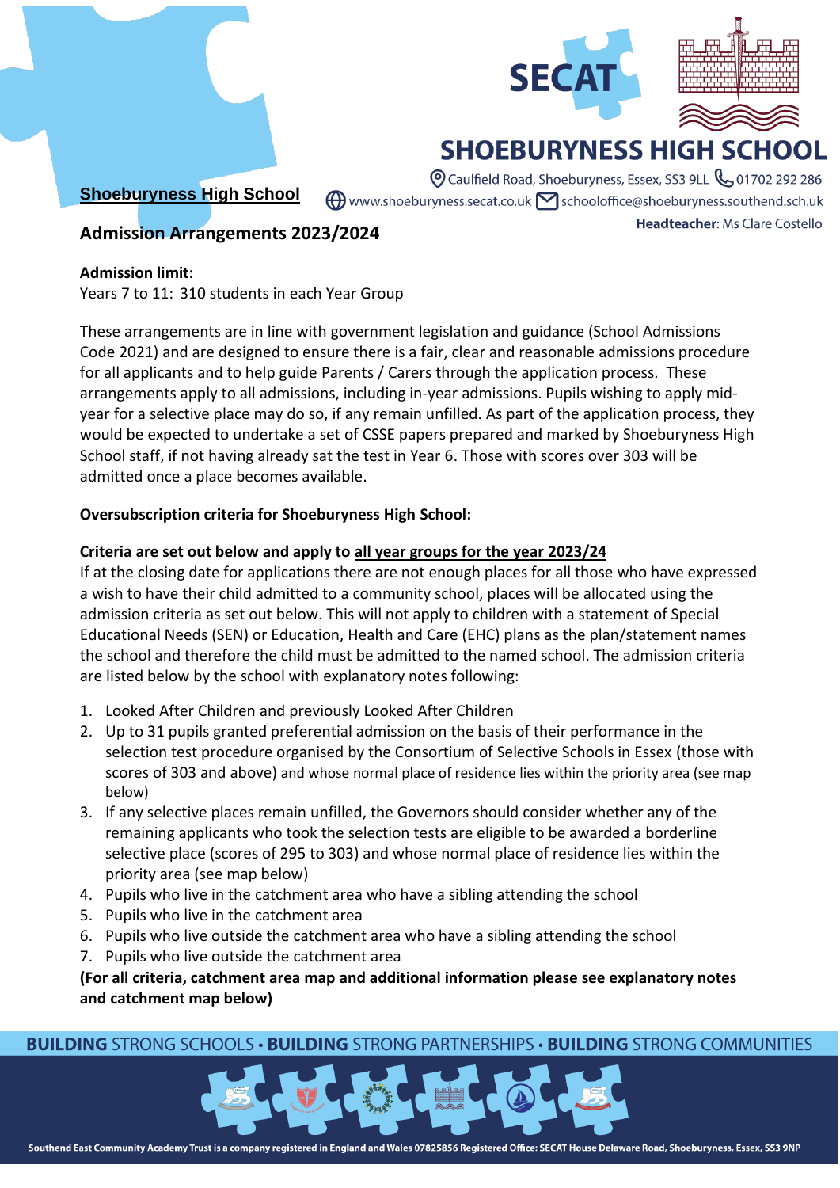# SHOEBURYNESS HIGH SCHOOL

Caulfield Road, Shoeburyness, Essex, SS3 9LL 01702 292 286
www.shoeburyness.secat.co.uk schooloffice@shoeburyness.southend.sch.uk
**Headteacher**: Ms Clare Costello

**Shoeburyness High School**

## Admission Arrangements 2023/2024

**Admission limit:**
Years 7 to 11: 310 students in each Year Group

These arrangements are in line with government legislation and guidance (School Admissions Code 2021) and are designed to ensure there is a fair, clear and reasonable admissions procedure for all applicants and to help guide Parents / Carers through the application process. These arrangements apply to all admissions, including in-year admissions. Pupils wishing to apply mid-year for a selective place may do so, if any remain unfilled. As part of the application process, they would be expected to undertake a set of CSSE papers prepared and marked by Shoeburyness High School staff, if not having already sat the test in Year 6. Those with scores over 303 will be admitted once a place becomes available.

**Oversubscription criteria for Shoeburyness High School:**

**Criteria are set out below and apply to all year groups for the year 2023/24**
If at the closing date for applications there are not enough places for all those who have expressed a wish to have their child admitted to a community school, places will be allocated using the admission criteria as set out below. This will not apply to children with a statement of Special Educational Needs (SEN) or Education, Health and Care (EHC) plans as the plan/statement names the school and therefore the child must be admitted to the named school. The admission criteria are listed below by the school with explanatory notes following:

1. Looked After Children and previously Looked After Children
2. Up to 31 pupils granted preferential admission on the basis of their performance in the selection test procedure organised by the Consortium of Selective Schools in Essex (those with scores of 303 and above) and whose normal place of residence lies within the priority area (see map below)
3. If any selective places remain unfilled, the Governors should consider whether any of the remaining applicants who took the selection tests are eligible to be awarded a borderline selective place (scores of 295 to 303) and whose normal place of residence lies within the priority area (see map below)
4. Pupils who live in the catchment area who have a sibling attending the school
5. Pupils who live in the catchment area
6. Pupils who live outside the catchment area who have a sibling attending the school
7. Pupils who live outside the catchment area

**(For all criteria, catchment area map and additional information please see explanatory notes and catchment map below)**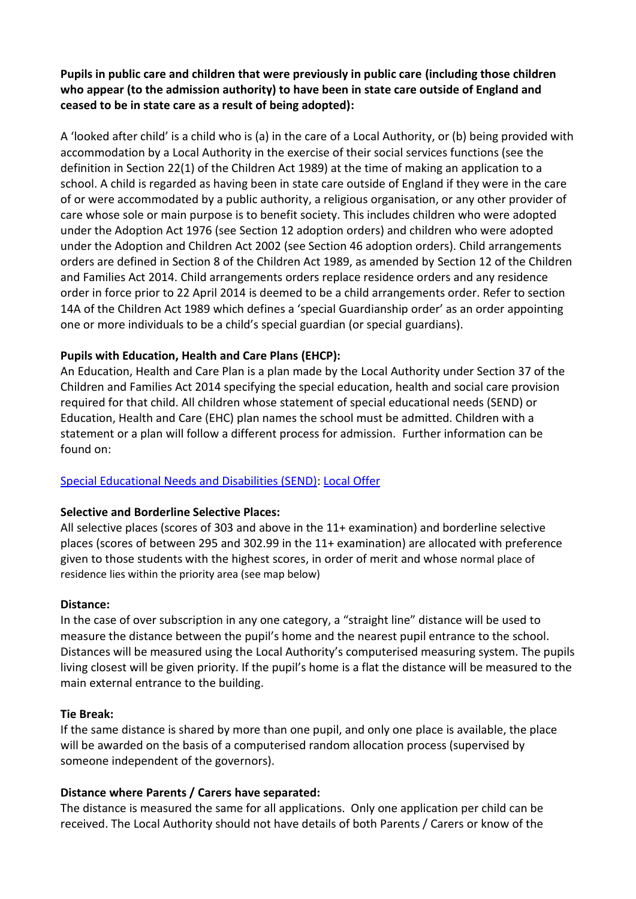**Pupils in public care and children that were previously in public care (including those children who appear (to the admission authority) to have been in state care outside of England and ceased to be in state care as a result of being adopted):**

A 'looked after child' is a child who is (a) in the care of a Local Authority, or (b) being provided with accommodation by a Local Authority in the exercise of their social services functions (see the definition in Section 22(1) of the Children Act 1989) at the time of making an application to a school. A child is regarded as having been in state care outside of England if they were in the care of or were accommodated by a public authority, a religious organisation, or any other provider of care whose sole or main purpose is to benefit society. This includes children who were adopted under the Adoption Act 1976 (see Section 12 adoption orders) and children who were adopted under the Adoption and Children Act 2002 (see Section 46 adoption orders). Child arrangements orders are defined in Section 8 of the Children Act 1989, as amended by Section 12 of the Children and Families Act 2014. Child arrangements orders replace residence orders and any residence order in force prior to 22 April 2014 is deemed to be a child arrangements order. Refer to section 14A of the Children Act 1989 which defines a 'special Guardianship order' as an order appointing one or more individuals to be a child's special guardian (or special guardians).

**Pupils with Education, Health and Care Plans (EHCP):**
An Education, Health and Care Plan is a plan made by the Local Authority under Section 37 of the Children and Families Act 2014 specifying the special education, health and social care provision required for that child. All children whose statement of special educational needs (SEND) or Education, Health and Care (EHC) plan names the school must be admitted. Children with a statement or a plan will follow a different process for admission. Further information can be found on:

Special Educational Needs and Disabilities (SEND): Local Offer

**Selective and Borderline Selective Places:**
All selective places (scores of 303 and above in the 11+ examination) and borderline selective places (scores of between 295 and 302.99 in the 11+ examination) are allocated with preference given to those students with the highest scores, in order of merit and whose normal place of residence lies within the priority area (see map below)

**Distance:**
In the case of over subscription in any one category, a "straight line" distance will be used to measure the distance between the pupil's home and the nearest pupil entrance to the school. Distances will be measured using the Local Authority's computerised measuring system. The pupils living closest will be given priority. If the pupil's home is a flat the distance will be measured to the main external entrance to the building.

**Tie Break:**
If the same distance is shared by more than one pupil, and only one place is available, the place will be awarded on the basis of a computerised random allocation process (supervised by someone independent of the governors).

**Distance where Parents / Carers have separated:**
The distance is measured the same for all applications. Only one application per child can be received. The Local Authority should not have details of both Parents / Carers or know of the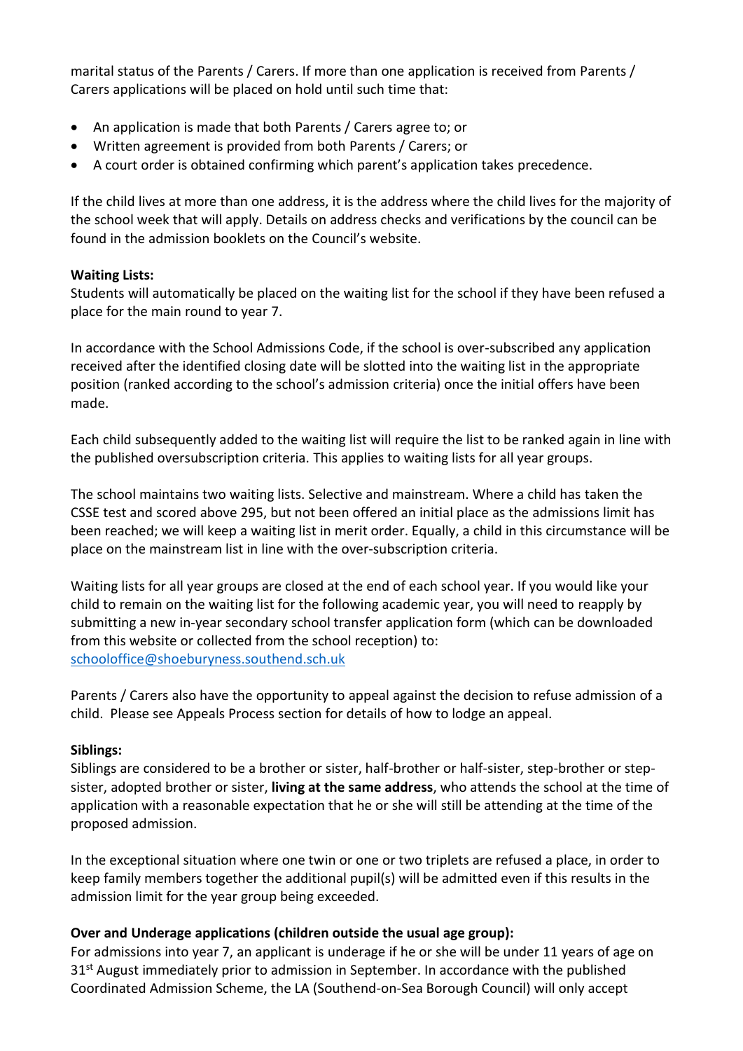marital status of the Parents / Carers. If more than one application is received from Parents / Carers applications will be placed on hold until such time that:

- An application is made that both Parents / Carers agree to; or
- Written agreement is provided from both Parents / Carers; or
- A court order is obtained confirming which parent's application takes precedence.

If the child lives at more than one address, it is the address where the child lives for the majority of the school week that will apply. Details on address checks and verifications by the council can be found in the admission booklets on the Council's website.

**Waiting Lists:**
Students will automatically be placed on the waiting list for the school if they have been refused a place for the main round to year 7.

In accordance with the School Admissions Code, if the school is over-subscribed any application received after the identified closing date will be slotted into the waiting list in the appropriate position (ranked according to the school's admission criteria) once the initial offers have been made.

Each child subsequently added to the waiting list will require the list to be ranked again in line with the published oversubscription criteria. This applies to waiting lists for all year groups.

The school maintains two waiting lists. Selective and mainstream. Where a child has taken the CSSE test and scored above 295, but not been offered an initial place as the admissions limit has been reached; we will keep a waiting list in merit order. Equally, a child in this circumstance will be place on the mainstream list in line with the over-subscription criteria.

Waiting lists for all year groups are closed at the end of each school year. If you would like your child to remain on the waiting list for the following academic year, you will need to reapply by submitting a new in-year secondary school transfer application form (which can be downloaded from this website or collected from the school reception) to: [schooloffice@shoeburyness.southend.sch.uk](mailto:schooloffice@shoeburyness.southend.sch.uk)

Parents / Carers also have the opportunity to appeal against the decision to refuse admission of a child. Please see Appeals Process section for details of how to lodge an appeal.

**Siblings:**
Siblings are considered to be a brother or sister, half-brother or half-sister, step-brother or step-sister, adopted brother or sister, **living at the same address**, who attends the school at the time of application with a reasonable expectation that he or she will still be attending at the time of the proposed admission.

In the exceptional situation where one twin or one or two triplets are refused a place, in order to keep family members together the additional pupil(s) will be admitted even if this results in the admission limit for the year group being exceeded.

**Over and Underage applications (children outside the usual age group):**
For admissions into year 7, an applicant is underage if he or she will be under 11 years of age on 31st August immediately prior to admission in September. In accordance with the published Coordinated Admission Scheme, the LA (Southend-on-Sea Borough Council) will only accept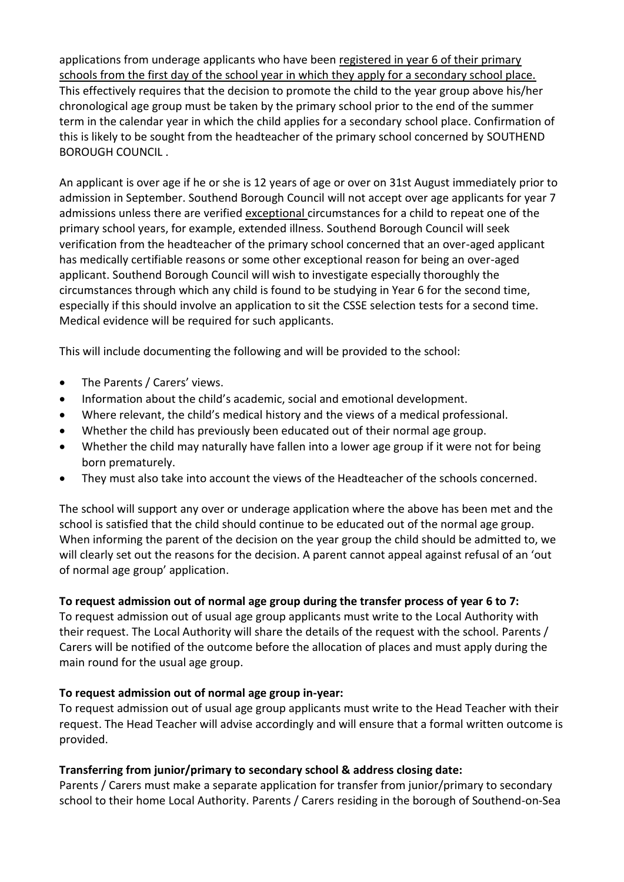applications from underage applicants who have been registered in year 6 of their primary schools from the first day of the school year in which they apply for a secondary school place. This effectively requires that the decision to promote the child to the year group above his/her chronological age group must be taken by the primary school prior to the end of the summer term in the calendar year in which the child applies for a secondary school place. Confirmation of this is likely to be sought from the headteacher of the primary school concerned by SOUTHEND BOROUGH COUNCIL .

An applicant is over age if he or she is 12 years of age or over on 31st August immediately prior to admission in September. Southend Borough Council will not accept over age applicants for year 7 admissions unless there are verified exceptional circumstances for a child to repeat one of the primary school years, for example, extended illness. Southend Borough Council will seek verification from the headteacher of the primary school concerned that an over-aged applicant has medically certifiable reasons or some other exceptional reason for being an over-aged applicant. Southend Borough Council will wish to investigate especially thoroughly the circumstances through which any child is found to be studying in Year 6 for the second time, especially if this should involve an application to sit the CSSE selection tests for a second time. Medical evidence will be required for such applicants.

This will include documenting the following and will be provided to the school:

- The Parents / Carers' views.
- Information about the child's academic, social and emotional development.
- Where relevant, the child's medical history and the views of a medical professional.
- Whether the child has previously been educated out of their normal age group.
- Whether the child may naturally have fallen into a lower age group if it were not for being born prematurely.
- They must also take into account the views of the Headteacher of the schools concerned.

The school will support any over or underage application where the above has been met and the school is satisfied that the child should continue to be educated out of the normal age group. When informing the parent of the decision on the year group the child should be admitted to, we will clearly set out the reasons for the decision. A parent cannot appeal against refusal of an 'out of normal age group' application.

**To request admission out of normal age group during the transfer process of year 6 to 7:**
To request admission out of usual age group applicants must write to the Local Authority with their request. The Local Authority will share the details of the request with the school. Parents / Carers will be notified of the outcome before the allocation of places and must apply during the main round for the usual age group.

**To request admission out of normal age group in-year:**
To request admission out of usual age group applicants must write to the Head Teacher with their request. The Head Teacher will advise accordingly and will ensure that a formal written outcome is provided.

**Transferring from junior/primary to secondary school & address closing date:**
Parents / Carers must make a separate application for transfer from junior/primary to secondary school to their home Local Authority. Parents / Carers residing in the borough of Southend-on-Sea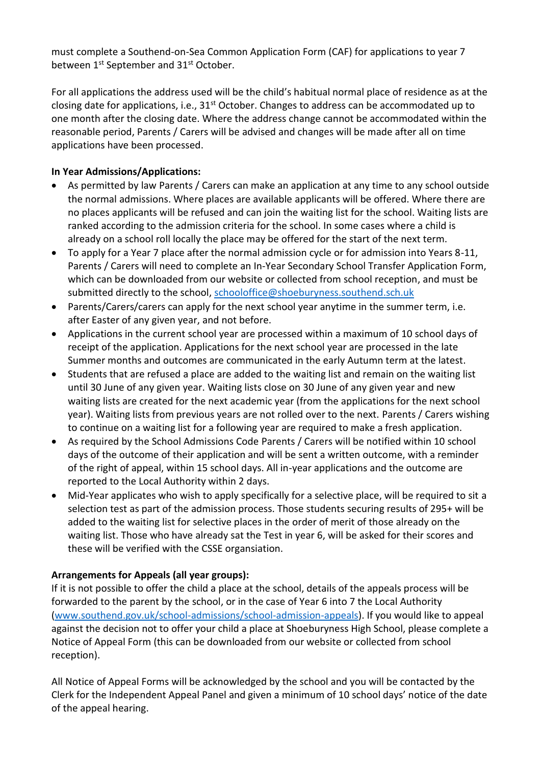must complete a Southend-on-Sea Common Application Form (CAF) for applications to year 7 between 1st September and 31st October.

For all applications the address used will be the child's habitual normal place of residence as at the closing date for applications, i.e., 31st October. Changes to address can be accommodated up to one month after the closing date. Where the address change cannot be accommodated within the reasonable period, Parents / Carers will be advised and changes will be made after all on time applications have been processed.

**In Year Admissions/Applications:**

- As permitted by law Parents / Carers can make an application at any time to any school outside the normal admissions. Where places are available applicants will be offered. Where there are no places applicants will be refused and can join the waiting list for the school. Waiting lists are ranked according to the admission criteria for the school. In some cases where a child is already on a school roll locally the place may be offered for the start of the next term.
- To apply for a Year 7 place after the normal admission cycle or for admission into Years 8-11, Parents / Carers will need to complete an In-Year Secondary School Transfer Application Form, which can be downloaded from our website or collected from school reception, and must be submitted directly to the school, schooloffice@shoeburyness.southend.sch.uk
- Parents/Carers/carers can apply for the next school year anytime in the summer term, i.e. after Easter of any given year, and not before.
- Applications in the current school year are processed within a maximum of 10 school days of receipt of the application. Applications for the next school year are processed in the late Summer months and outcomes are communicated in the early Autumn term at the latest.
- Students that are refused a place are added to the waiting list and remain on the waiting list until 30 June of any given year. Waiting lists close on 30 June of any given year and new waiting lists are created for the next academic year (from the applications for the next school year). Waiting lists from previous years are not rolled over to the next. Parents / Carers wishing to continue on a waiting list for a following year are required to make a fresh application.
- As required by the School Admissions Code Parents / Carers will be notified within 10 school days of the outcome of their application and will be sent a written outcome, with a reminder of the right of appeal, within 15 school days. All in-year applications and the outcome are reported to the Local Authority within 2 days.
- Mid-Year applicates who wish to apply specifically for a selective place, will be required to sit a selection test as part of the admission process. Those students securing results of 295+ will be added to the waiting list for selective places in the order of merit of those already on the waiting list. Those who have already sat the Test in year 6, will be asked for their scores and these will be verified with the CSSE organsiation.

**Arrangements for Appeals (all year groups):**

If it is not possible to offer the child a place at the school, details of the appeals process will be forwarded to the parent by the school, or in the case of Year 6 into 7 the Local Authority (www.southend.gov.uk/school-admissions/school-admission-appeals). If you would like to appeal against the decision not to offer your child a place at Shoeburyness High School, please complete a Notice of Appeal Form (this can be downloaded from our website or collected from school reception).

All Notice of Appeal Forms will be acknowledged by the school and you will be contacted by the Clerk for the Independent Appeal Panel and given a minimum of 10 school days' notice of the date of the appeal hearing.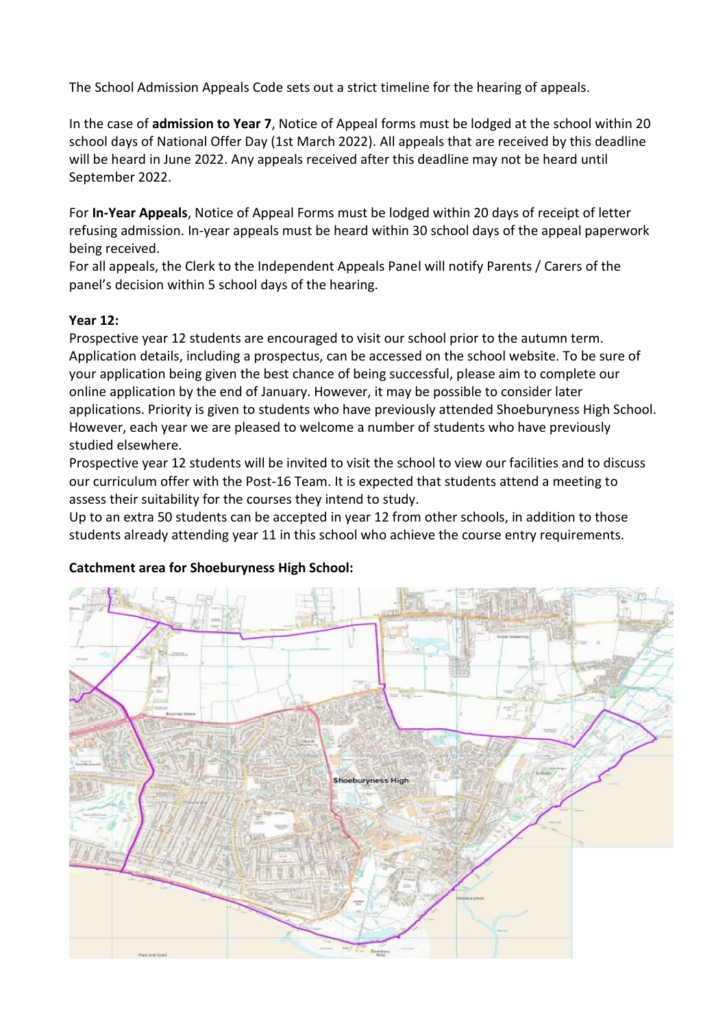The School Admission Appeals Code sets out a strict timeline for the hearing of appeals.

In the case of **admission to Year 7**, Notice of Appeal forms must be lodged at the school within 20 school days of National Offer Day (1st March 2022). All appeals that are received by this deadline will be heard in June 2022. Any appeals received after this deadline may not be heard until September 2022.

For **In-Year Appeals**, Notice of Appeal Forms must be lodged within 20 days of receipt of letter refusing admission. In-year appeals must be heard within 30 school days of the appeal paperwork being received.
For all appeals, the Clerk to the Independent Appeals Panel will notify Parents / Carers of the panel's decision within 5 school days of the hearing.

**Year 12:**
Prospective year 12 students are encouraged to visit our school prior to the autumn term. Application details, including a prospectus, can be accessed on the school website. To be sure of your application being given the best chance of being successful, please aim to complete our online application by the end of January. However, it may be possible to consider later applications. Priority is given to students who have previously attended Shoeburyness High School. However, each year we are pleased to welcome a number of students who have previously studied elsewhere.
Prospective year 12 students will be invited to visit the school to view our facilities and to discuss our curriculum offer with the Post-16 Team. It is expected that students attend a meeting to assess their suitability for the courses they intend to study.
Up to an extra 50 students can be accepted in year 12 from other schools, in addition to those students already attending year 11 in this school who achieve the course entry requirements.

**Catchment area for Shoeburyness High School:**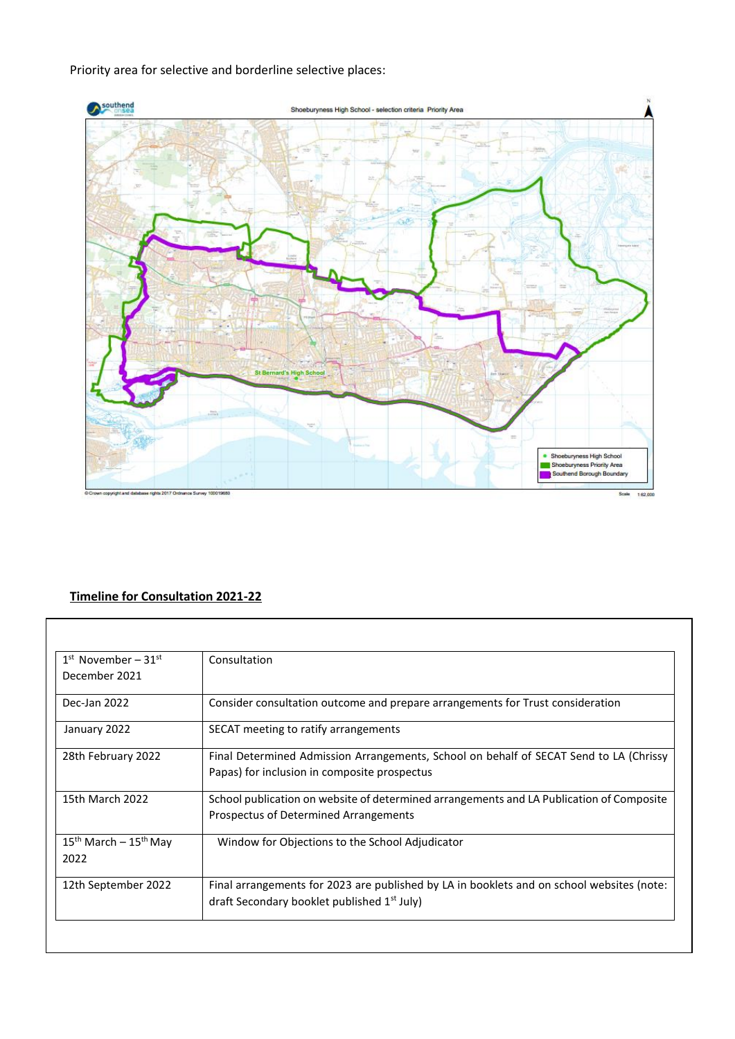Priority area for selective and borderline selective places:

Shoeburyness High School - selection criteria Priority Area

Shoeburyness High School
Shoeburyness Priority Area
Southend Borough Boundary

St Bernard's High School

©Crown copyright and database rights 2017 Ordnance Survey 100019680

Scale 1:62,000

**Timeline for Consultation 2021-22**

| | |
|---|---|
| 1st November – 31st December 2021 | Consultation |
| Dec-Jan 2022 | Consider consultation outcome and prepare arrangements for Trust consideration |
| January 2022 | SECAT meeting to ratify arrangements |
| 28th February 2022 | Final Determined Admission Arrangements, School on behalf of SECAT Send to LA (Chrissy Papas) for inclusion in composite prospectus |
| 15th March 2022 | School publication on website of determined arrangements and LA Publication of Composite Prospectus of Determined Arrangements |
| 15th March – 15th May 2022 | Window for Objections to the School Adjudicator |
| 12th September 2022 | Final arrangements for 2023 are published by LA in booklets and on school websites (note: draft Secondary booklet published 1st July) |